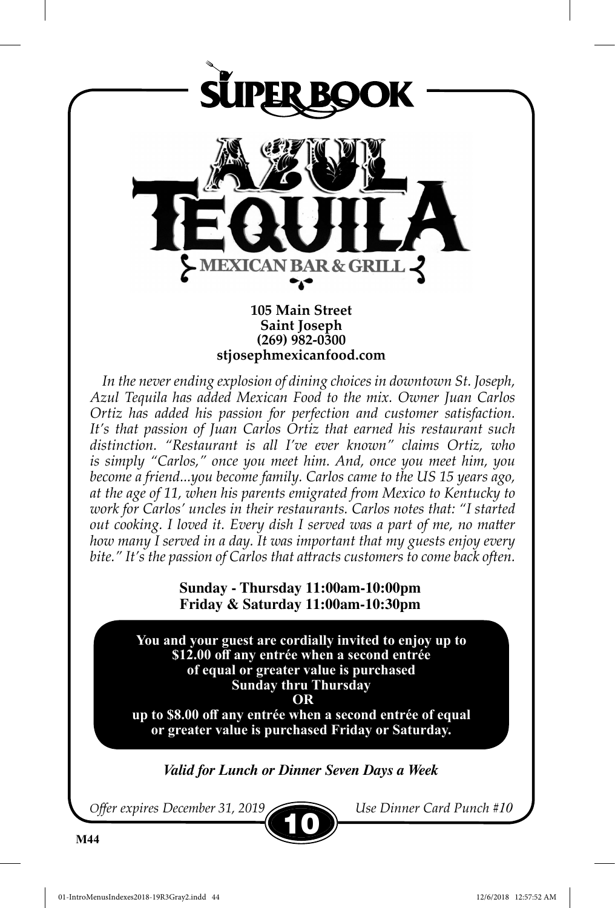# SUPER BOOK

# AZUL TEQUILA

## MEXICAN BAR & GRILL

**105 Main Street**
**Saint Joseph**
**(269) 982-0300**
**stjosephmexicanfood.com**

*In the never ending explosion of dining choices in downtown St. Joseph, Azul Tequila has added Mexican Food to the mix. Owner Juan Carlos Ortiz has added his passion for perfection and customer satisfaction. It's that passion of Juan Carlos Ortiz that earned his restaurant such distinction. "Restaurant is all I've ever known" claims Ortiz, who is simply "Carlos," once you meet him. And, once you meet him, you become a friend...you become family. Carlos came to the US 15 years ago, at the age of 11, when his parents emigrated from Mexico to Kentucky to work for Carlos' uncles in their restaurants. Carlos notes that: "I started out cooking. I loved it. Every dish I served was a part of me, no matter how many I served in a day. It was important that my guests enjoy every bite." It's the passion of Carlos that attracts customers to come back often.*

**Sunday - Thursday 11:00am-10:00pm**
**Friday & Saturday 11:00am-10:30pm**

**You and your guest are cordially invited to enjoy up to $12.00 off any entrée when a second entrée of equal or greater value is purchased Sunday thru Thursday**
**OR**
**up to $8.00 off any entrée when a second entrée of equal or greater value is purchased Friday or Saturday.**

***Valid for Lunch or Dinner Seven Days a Week***

*Offer expires December 31, 2019* **10** *Use Dinner Card Punch #10*

**M44**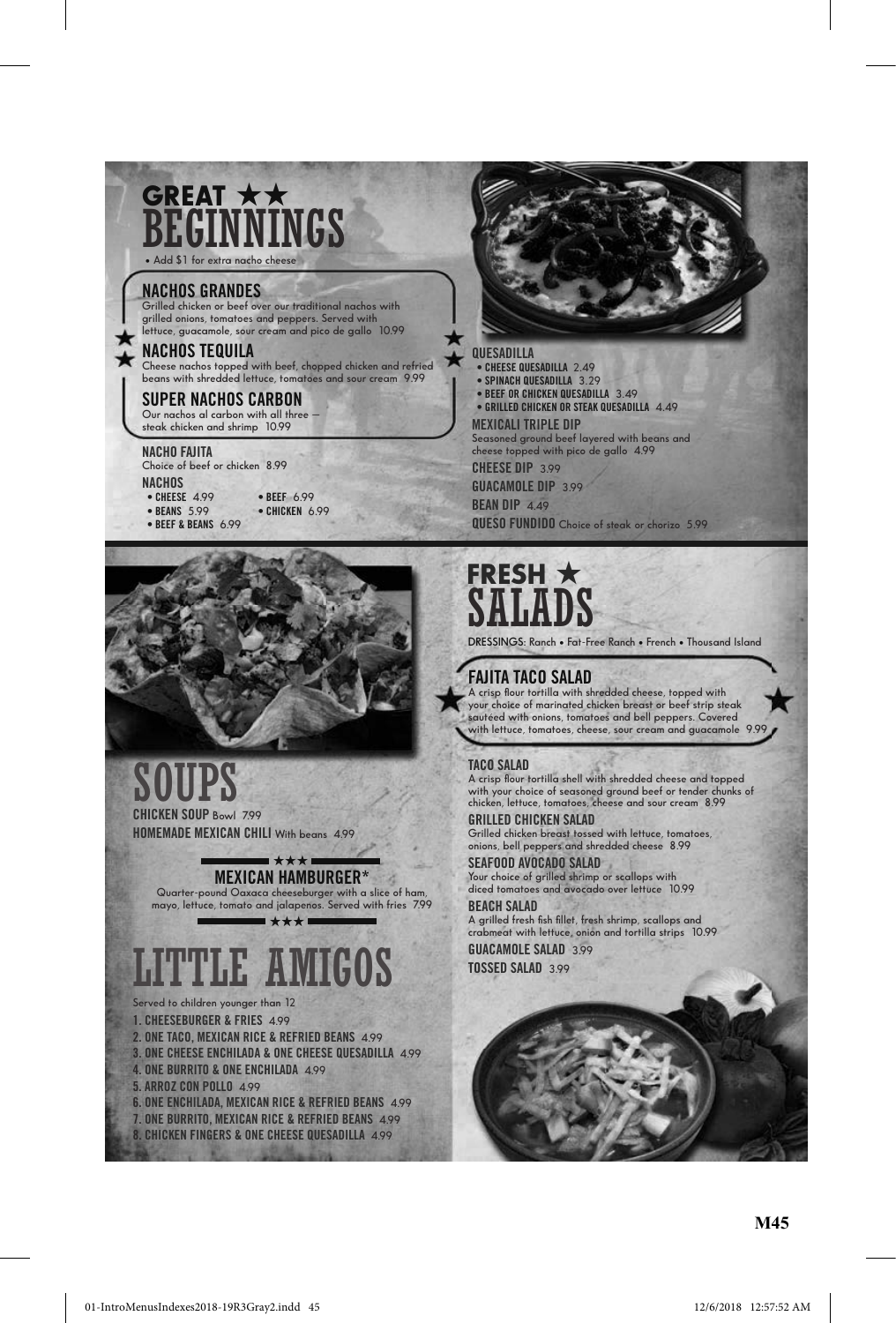# GREAT ★★ BEGINNINGS

• Add $1 for extra nacho cheese

### NACHOS GRANDES

Grilled chicken or beef over our traditional nachos with grilled onions, tomatoes and peppers. Served with lettuce, guacamole, sour cream and pico de gallo 10.99

### NACHOS TEQUILA

Cheese nachos topped with beef, chopped chicken and refried beans with shredded lettuce, tomatoes and sour cream 9.99

### SUPER NACHOS CARBON

Our nachos al carbon with all three — steak chicken and shrimp 10.99

### NACHO FAJITA

Choice of beef or chicken 8.99

### NACHOS

- CHEESE 4.99
- BEANS 5.99
- BEEF & BEANS 6.99
- BEEF 6.99
- CHICKEN 6.99

### QUESADILLA

- CHEESE QUESADILLA 2.49
- SPINACH QUESADILLA 3.29
- BEEF OR CHICKEN QUESADILLA 3.49
- GRILLED CHICKEN OR STEAK QUESADILLA 4.49

### MEXICALI TRIPLE DIP

Seasoned ground beef layered with beans and cheese topped with pico de gallo 4.99

**CHEESE DIP** 3.99

**GUACAMOLE DIP** 3.99

**BEAN DIP** 4.49

**QUESO FUNDIDO** Choice of steak or chorizo 5.99

# SOUPS

**CHICKEN SOUP** Bowl 7.99

**HOMEMADE MEXICAN CHILI** With beans 4.99

### ★★★ MEXICAN HAMBURGER* ★★★

Quarter-pound Oaxaca cheeseburger with a slice of ham, mayo, lettuce, tomato and jalapenos. Served with fries 7.99

# LITTLE AMIGOS

Served to children younger than 12

1. CHEESEBURGER & FRIES 4.99
2. ONE TACO, MEXICAN RICE & REFRIED BEANS 4.99
3. ONE CHEESE ENCHILADA & ONE CHEESE QUESADILLA 4.99
4. ONE BURRITO & ONE ENCHILADA 4.99
5. ARROZ CON POLLO 4.99
6. ONE ENCHILADA, MEXICAN RICE & REFRIED BEANS 4.99
7. ONE BURRITO, MEXICAN RICE & REFRIED BEANS 4.99
8. CHICKEN FINGERS & ONE CHEESE QUESADILLA 4.99

# FRESH ★ SALADS

DRESSINGS: Ranch • Fat-Free Ranch • French • Thousand Island

### FAJITA TACO SALAD

A crisp flour tortilla with shredded cheese, topped with your choice of marinated chicken breast or beef strip steak sautéed with onions, tomatoes and bell peppers. Covered with lettuce, tomatoes, cheese, sour cream and guacamole 9.99

### TACO SALAD

A crisp flour tortilla shell with shredded cheese and topped with your choice of seasoned ground beef or tender chunks of chicken, lettuce, tomatoes, cheese and sour cream 8.99

### GRILLED CHICKEN SALAD

Grilled chicken breast tossed with lettuce, tomatoes, onions, bell peppers and shredded cheese 8.99

### SEAFOOD AVOCADO SALAD

Your choice of grilled shrimp or scallops with diced tomatoes and avocado over lettuce 10.99

### BEACH SALAD

A grilled fresh fish fillet, fresh shrimp, scallops and crabmeat with lettuce, onion and tortilla strips 10.99

**GUACAMOLE SALAD** 3.99

**TOSSED SALAD** 3.99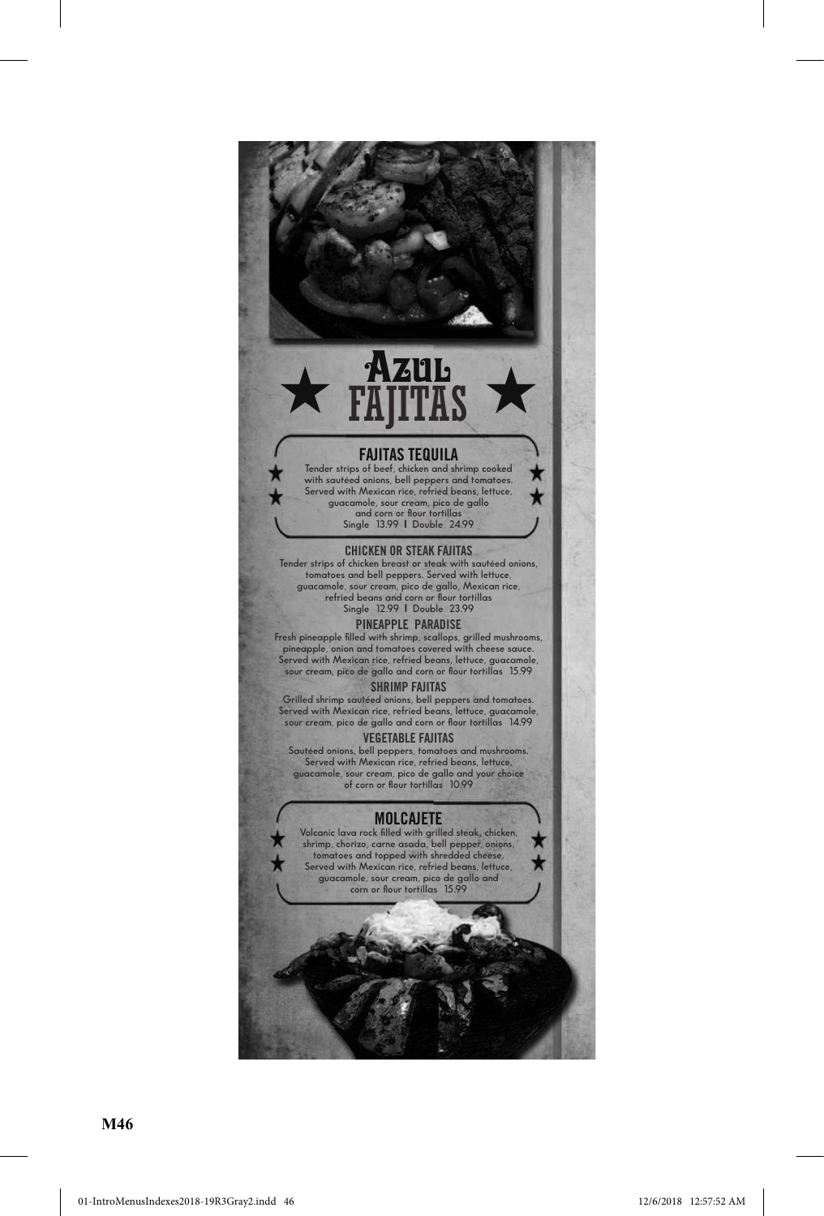# Azul Fajitas

### FAJITAS TEQUILA

Tender strips of beef, chicken and shrimp cooked with sautéed onions, bell peppers and tomatoes. Served with Mexican rice, refried beans, lettuce, guacamole, sour cream, pico de gallo and corn or flour tortillas
Single 13.99 | Double 24.99

### CHICKEN OR STEAK FAJITAS

Tender strips of chicken breast or steak with sautéed onions, tomatoes and bell peppers. Served with lettuce, guacamole, sour cream, pico de gallo, Mexican rice, refried beans and corn or flour tortillas
Single 12.99 | Double 23.99

### PINEAPPLE PARADISE

Fresh pineapple filled with shrimp, scallops, grilled mushrooms, pineapple, onion and tomatoes covered with cheese sauce. Served with Mexican rice, refried beans, lettuce, guacamole, sour cream, pico de gallo and corn or flour tortillas 15.99

### SHRIMP FAJITAS

Grilled shrimp sautéed onions, bell peppers and tomatoes. Served with Mexican rice, refried beans, lettuce, guacamole, sour cream, pico de gallo and corn or flour tortillas 14.99

### VEGETABLE FAJITAS

Sautéed onions, bell peppers, tomatoes and mushrooms. Served with Mexican rice, refried beans, lettuce, guacamole, sour cream, pico de gallo and your choice of corn or flour tortillas 10.99

### MOLCAJETE

Volcanic lava rock filled with grilled steak, chicken, shrimp, chorizo, carne asada, bell pepper, onions, tomatoes and topped with shredded cheese. Served with Mexican rice, refried beans, lettuce, guacamole, sour cream, pico de gallo and corn or flour tortillas 15.99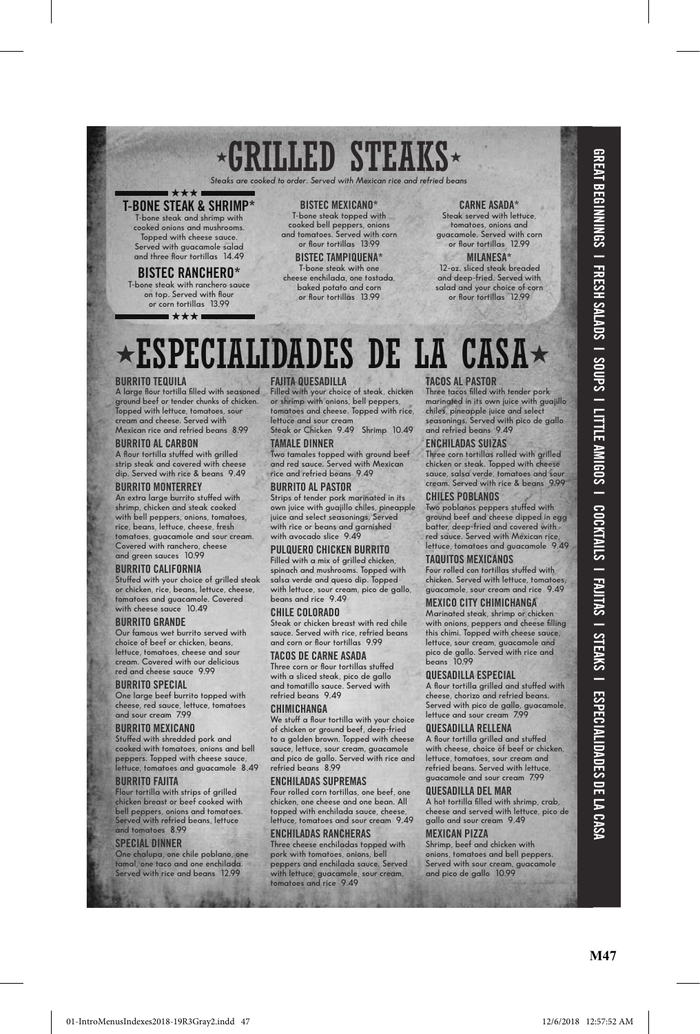# ★GRILLED STEAKS★

*Steaks are cooked to order. Served with Mexican rice and refried beans*

### T-BONE STEAK & SHRIMP*

T-bone steak and shrimp with cooked onions and mushrooms. Topped with cheese sauce. Served with guacamole salad and three flour tortillas 14.49

### BISTEC RANCHERO*

T-bone steak with ranchero sauce on top. Served with flour or corn tortillas 13.99

### BISTEC MEXICANO*

T-bone steak topped with cooked bell peppers, onions and tomatoes. Served with corn or flour tortillas 13.99

### BISTEC TAMPIQUENA*

T-bone steak with one cheese enchilada, one tostada, baked potato and corn or flour tortillas 13.99

### CARNE ASADA*

Steak served with lettuce, tomatoes, onions and guacamole. Served with corn or flour tortillas 12.99

### MILANESA*

12-oz. sliced steak breaded and deep-fried. Served with salad and your choice of corn or flour tortillas 12.99

# ★ESPECIALIDADES DE LA CASA★

### BURRITO TEQUILA

A large flour tortilla filled with seasoned ground beef or tender chunks of chicken. Topped with lettuce, tomatoes, sour cream and cheese. Served with Mexican rice and refried beans 8.99

### BURRITO AL CARBON

A flour tortilla stuffed with grilled strip steak and covered with cheese dip. Served with rice & beans 9.49

### BURRITO MONTERREY

An extra large burrito stuffed with shrimp, chicken and steak cooked with bell peppers, onions, tomatoes, rice, beans, lettuce, cheese, fresh tomatoes, guacamole and sour cream. Covered with ranchero, cheese and green sauces 10.99

### BURRITO CALIFORNIA

Stuffed with your choice of grilled steak or chicken, rice, beans, lettuce, cheese, tomatoes and guacamole. Covered with cheese sauce 10.49

### BURRITO GRANDE

Our famous wet burrito served with choice of beef or chicken, beans, lettuce, tomatoes, cheese and sour cream. Covered with our delicious red and cheese sauce 9.99

### BURRITO SPECIAL

One large beef burrito topped with cheese, red sauce, lettuce, tomatoes and sour cream 7.99

### BURRITO MEXICANO

Stuffed with shredded pork and cooked with tomatoes, onions and bell peppers. Topped with cheese sauce, lettuce, tomatoes and guacamole 8.49

### BURRITO FAJITA

Flour tortilla with strips of grilled chicken breast or beef cooked with bell peppers, onions and tomatoes. Served with refried beans, lettuce and tomatoes 8.99

### SPECIAL DINNER

One chalupa, one chile poblano, one tamal, one taco and one enchilada. Served with rice and beans 12.99

### FAJITA QUESADILLA

Filled with your choice of steak, chicken or shrimp with onions, bell peppers, tomatoes and cheese. Topped with rice, lettuce and sour cream
Steak or Chicken 9.49 Shrimp 10.49

### TAMALE DINNER

Two tamales topped with ground beef and red sauce. Served with Mexican rice and refried beans 9.49

### BURRITO AL PASTOR

Strips of tender pork marinated in its own juice with guajillo chiles, pineapple juice and select seasonings. Served with rice or beans and garnished with avocado slice 9.49

### PULQUERO CHICKEN BURRITO

Filled with a mix of grilled chicken, spinach and mushrooms. Topped with salsa verde and queso dip. Topped with lettuce, sour cream, pico de gallo, beans and rice 9.49

### CHILE COLORADO

Steak or chicken breast with red chile sauce. Served with rice, refried beans and corn or flour tortillas 9.99

### TACOS DE CARNE ASADA

Three corn or flour tortillas stuffed with a sliced steak, pico de gallo and tomatillo sauce. Served with refried beans 9.49

### CHIMICHANGA

We stuff a flour tortilla with your choice of chicken or ground beef, deep-fried to a golden brown. Topped with cheese sauce, lettuce, sour cream, guacamole and pico de gallo. Served with rice and refried beans 8.99

### ENCHILADAS SUPREMAS

Four rolled corn tortillas, one beef, one chicken, one cheese and one bean. All topped with enchilada sauce, cheese, lettuce, tomatoes and sour cream 9.49

### ENCHILADAS RANCHERAS

Three cheese enchiladas topped with pork with tomatoes, onions, bell peppers and enchilada sauce. Served with lettuce, guacamole, sour cream, tomatoes and rice 9.49

### TACOS AL PASTOR

Three tacos filled with tender pork marinated in its own juice with guajillo chiles, pineapple juice and select seasonings. Served with pico de gallo and refried beans 9.49

### ENCHILADAS SUIZAS

Three corn tortillas rolled with grilled chicken or steak. Topped with cheese sauce, salsa verde, tomatoes and sour cream. Served with rice & beans 9.99

### CHILES POBLANOS

Two poblanos peppers stuffed with ground beef and cheese dipped in egg batter, deep-fried and covered with red sauce. Served with Mexican rice, lettuce, tomatoes and guacamole 9.49

### TAQUITOS MEXICANOS

Four rolled con tortillas stuffed with chicken. Served with lettuce, tomatoes, guacamole, sour cream and rice 9.49

### MEXICO CITY CHIMICHANGA

Marinated steak, shrimp or chicken with onions, peppers and cheese filling this chimi. Topped with cheese sauce, lettuce, sour cream, guacamole and pico de gallo. Served with rice and beans 10.99

### QUESADILLA ESPECIAL

A flour tortilla grilled and stuffed with cheese, chorizo and refried beans. Served with pico de gallo, guacamole, lettuce and sour cream 7.99

### QUESADILLA RELLENA

A flour tortilla grilled and stuffed with cheese, choice of beef or chicken, lettuce, tomatoes, sour cream and refried beans. Served with lettuce, guacamole and sour cream 7.99

### QUESADILLA DEL MAR

A hot tortilla filled with shrimp, crab, cheese and served with lettuce, pico de gallo and sour cream 9.49

### MEXICAN PIZZA

Shrimp, beef and chicken with onions, tomatoes and bell peppers. Served with sour cream, guacamole and pico de gallo 10.99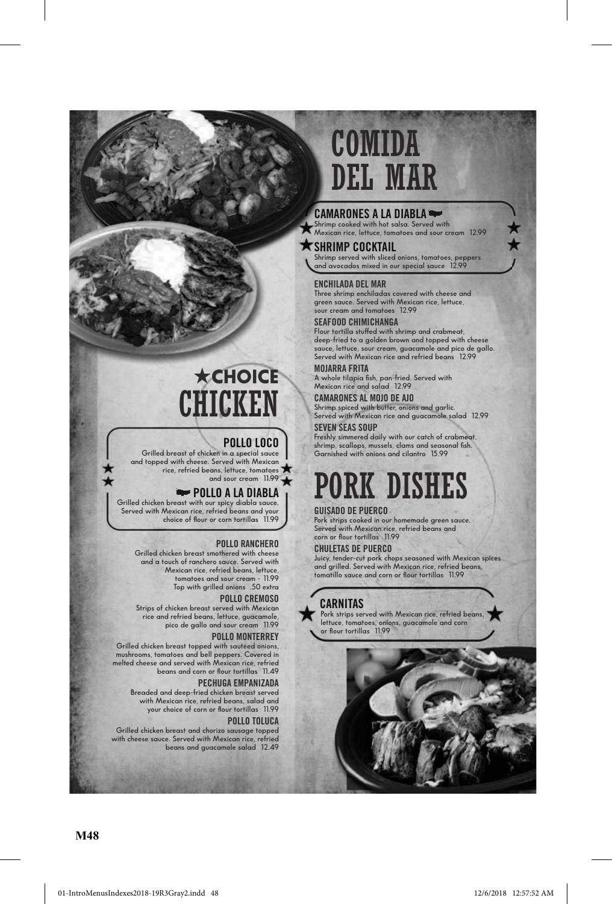# COMIDA DEL MAR

### CAMARONES A LA DIABLA
Shrimp cooked with hot salsa. Served with Mexican rice, lettuce, tomatoes and sour cream 12.99

### SHRIMP COCKTAIL
Shrimp served with sliced onions, tomatoes, peppers and avocados mixed in our special sauce 12.99

### ENCHILADA DEL MAR
Three shrimp enchiladas covered with cheese and green sauce. Served with Mexican rice, lettuce, sour cream and tomatoes 12.99

### SEAFOOD CHIMICHANGA
Flour tortilla stuffed with shrimp and crabmeat, deep-fried to a golden brown and topped with cheese sauce, lettuce, sour cream, guacamole and pico de gallo. Served with Mexican rice and refried beans 12.99

### MOJARRA FRITA
A whole tilapia fish, pan-fried. Served with Mexican rice and salad 12.99

### CAMARONES AL MOJO DE AJO
Shrimp spiced with butter, onions and garlic. Served with Mexican rice and guacamole salad 12.99

### SEVEN SEAS SOUP
Freshly simmered daily with our catch of crabmeat, shrimp, scallops, mussels, clams and seasonal fish. Garnished with onions and cilantro 15.99

# CHOICE CHICKEN

### POLLO LOCO
Grilled breast of chicken in a special sauce and topped with cheese. Served with Mexican rice, refried beans, lettuce, tomatoes and sour cream 11.99

### POLLO A LA DIABLA
Grilled chicken breast with our spicy diabla sauce. Served with Mexican rice, refried beans and your choice of flour or corn tortillas 11.99

### POLLO RANCHERO
Grilled chicken breast smothered with cheese and a touch of ranchero sauce. Served with Mexican rice, refried beans, lettuce, tomatoes and sour cream - 11.99
Top with grilled onions .50 extra

### POLLO CREMOSO
Strips of chicken breast served with Mexican rice and refried beans, lettuce, guacamole, pico de gallo and sour cream 11.99

### POLLO MONTERREY
Grilled chicken breast topped with sautéed onions, mushrooms, tomatoes and bell peppers. Covered in melted cheese and served with Mexican rice, refried beans and corn or flour tortillas 11.49

### PECHUGA EMPANIZADA
Breaded and deep-fried chicken breast served with Mexican rice, refried beans, salad and your choice of corn or flour tortillas 11.99

### POLLO TOLUCA
Grilled chicken breast and chorizo sausage topped with cheese sauce. Served with Mexican rice, refried beans and guacamole salad 12.49

# PORK DISHES

### GUISADO DE PUERCO
Pork strips cooked in our homemade green sauce. Served with Mexican rice, refried beans and corn or flour tortillas 11.99

### CHULETAS DE PUERCO
Juicy, tender-cut pork chops seasoned with Mexican spices and grilled. Served with Mexican rice, refried beans, tomatillo sauce and corn or flour tortillas 11.99

### CARNITAS
Pork strips served with Mexican rice, refried beans, lettuce, tomatoes, onions, guacamole and corn or flour tortillas 11.99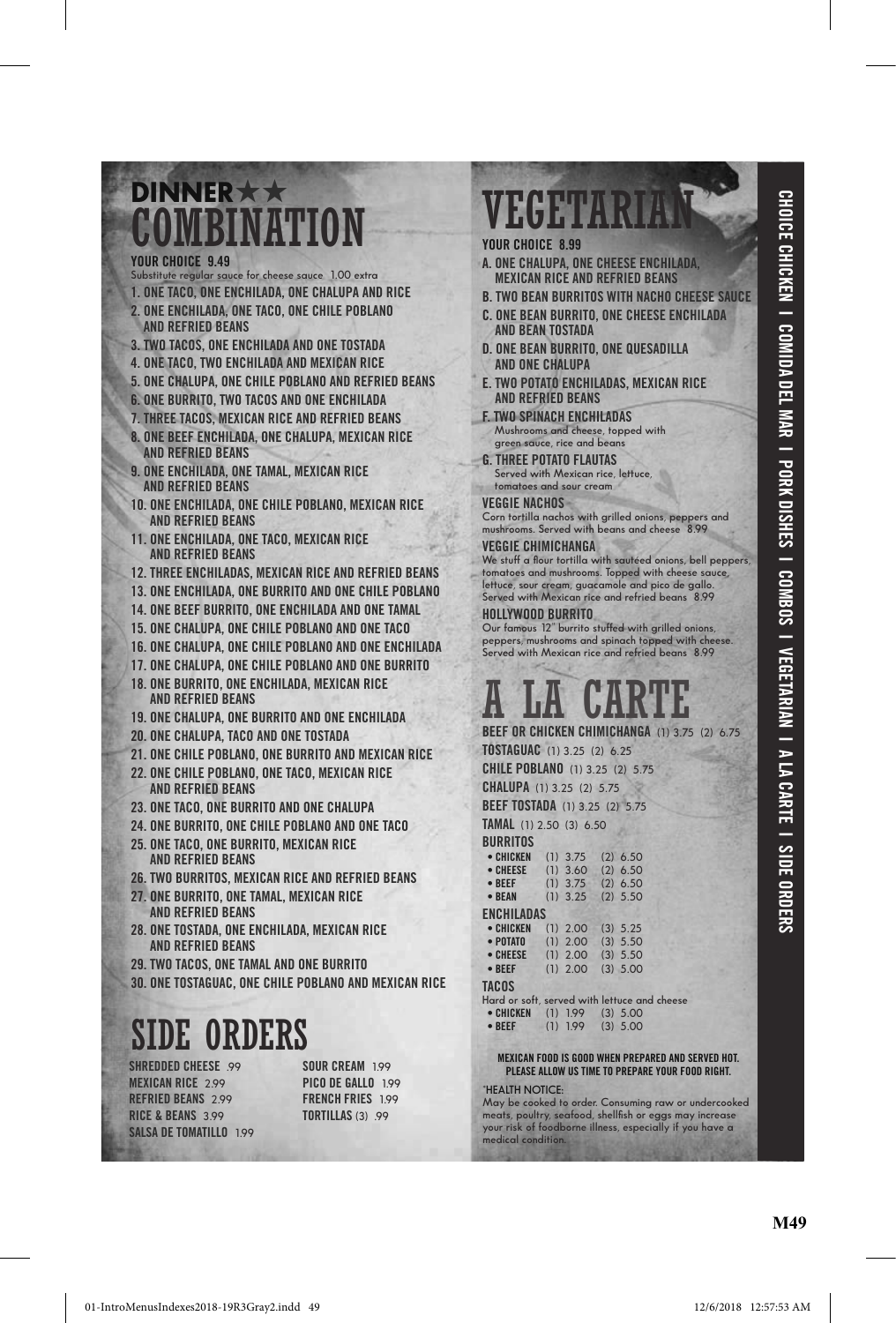# DINNER ★★ COMBINATION

**YOUR CHOICE 9.49**

Substitute regular sauce for cheese sauce 1.00 extra

1. ONE TACO, ONE ENCHILADA, ONE CHALUPA AND RICE
2. ONE ENCHILADA, ONE TACO, ONE CHILE POBLANO AND REFRIED BEANS
3. TWO TACOS, ONE ENCHILADA AND ONE TOSTADA
4. ONE TACO, TWO ENCHILADA AND MEXICAN RICE
5. ONE CHALUPA, ONE CHILE POBLANO AND REFRIED BEANS
6. ONE BURRITO, TWO TACOS AND ONE ENCHILADA
7. THREE TACOS, MEXICAN RICE AND REFRIED BEANS
8. ONE BEEF ENCHILADA, ONE CHALUPA, MEXICAN RICE AND REFRIED BEANS
9. ONE ENCHILADA, ONE TAMAL, MEXICAN RICE AND REFRIED BEANS
10. ONE ENCHILADA, ONE CHILE POBLANO, MEXICAN RICE AND REFRIED BEANS
11. ONE ENCHILADA, ONE TACO, MEXICAN RICE AND REFRIED BEANS
12. THREE ENCHILADAS, MEXICAN RICE AND REFRIED BEANS
13. ONE ENCHILADA, ONE BURRITO AND ONE CHILE POBLANO
14. ONE BEEF BURRITO, ONE ENCHILADA AND ONE TAMAL
15. ONE CHALUPA, ONE CHILE POBLANO AND ONE TACO
16. ONE CHALUPA, ONE CHILE POBLANO AND ONE ENCHILADA
17. ONE CHALUPA, ONE CHILE POBLANO AND ONE BURRITO
18. ONE BURRITO, ONE ENCHILADA, MEXICAN RICE AND REFRIED BEANS
19. ONE CHALUPA, ONE BURRITO AND ONE ENCHILADA
20. ONE CHALUPA, TACO AND ONE TOSTADA
21. ONE CHILE POBLANO, ONE BURRITO AND MEXICAN RICE
22. ONE CHILE POBLANO, ONE TACO, MEXICAN RICE AND REFRIED BEANS
23. ONE TACO, ONE BURRITO AND ONE CHALUPA
24. ONE BURRITO, ONE CHILE POBLANO AND ONE TACO
25. ONE TACO, ONE BURRITO, MEXICAN RICE AND REFRIED BEANS
26. TWO BURRITOS, MEXICAN RICE AND REFRIED BEANS
27. ONE BURRITO, ONE TAMAL, MEXICAN RICE AND REFRIED BEANS
28. ONE TOSTADA, ONE ENCHILADA, MEXICAN RICE AND REFRIED BEANS
29. TWO TACOS, ONE TAMAL AND ONE BURRITO
30. ONE TOSTAGUAC, ONE CHILE POBLANO AND MEXICAN RICE

# SIDE ORDERS

**SHREDDED CHEESE** .99
**MEXICAN RICE** 2.99
**REFRIED BEANS** 2.99
**RICE & BEANS** 3.99
**SALSA DE TOMATILLO** 1.99
**SOUR CREAM** 1.99
**PICO DE GALLO** 1.99
**FRENCH FRIES** 1.99
**TORTILLAS** (3) .99

# VEGETARIAN

**YOUR CHOICE 8.99**

- A. ONE CHALUPA, ONE CHEESE ENCHILADA, MEXICAN RICE AND REFRIED BEANS
- B. TWO BEAN BURRITOS WITH NACHO CHEESE SAUCE
- C. ONE BEAN BURRITO, ONE CHEESE ENCHILADA AND BEAN TOSTADA
- D. ONE BEAN BURRITO, ONE QUESADILLA AND ONE CHALUPA
- E. TWO POTATO ENCHILADAS, MEXICAN RICE AND REFRIED BEANS
- F. TWO SPINACH ENCHILADAS
  Mushrooms and cheese, topped with green sauce, rice and beans
- G. THREE POTATO FLAUTAS
  Served with Mexican rice, lettuce, tomatoes and sour cream

**VEGGIE NACHOS**
Corn tortilla nachos with grilled onions, peppers and mushrooms. Served with beans and cheese 8.99

**VEGGIE CHIMICHANGA**
We stuff a flour tortilla with sautéed onions, bell peppers, tomatoes and mushrooms. Topped with cheese sauce, lettuce, sour cream, guacamole and pico de gallo. Served with Mexican rice and refried beans 8.99

**HOLLYWOOD BURRITO**
Our famous 12" burrito stuffed with grilled onions, peppers, mushrooms and spinach topped with cheese. Served with Mexican rice and refried beans 8.99

# A LA CARTE

**BEEF OR CHICKEN CHIMICHANGA** (1) 3.75 (2) 6.75
**TOSTAGUAC** (1) 3.25 (2) 6.25
**CHILE POBLANO** (1) 3.25 (2) 5.75
**CHALUPA** (1) 3.25 (2) 5.75
**BEEF TOSTADA** (1) 3.25 (2) 5.75
**TAMAL** (1) 2.50 (3) 6.50

**BURRITOS**

| | | |
|---|---|---|
| • CHICKEN | (1) 3.75 | (2) 6.50 |
| • CHEESE | (1) 3.60 | (2) 6.50 |
| • BEEF | (1) 3.75 | (2) 6.50 |
| • BEAN | (1) 3.25 | (2) 5.50 |

**ENCHILADAS**

| | | |
|---|---|---|
| • CHICKEN | (1) 2.00 | (3) 5.25 |
| • POTATO | (1) 2.00 | (3) 5.50 |
| • CHEESE | (1) 2.00 | (3) 5.50 |
| • BEEF | (1) 2.00 | (3) 5.00 |

**TACOS**
Hard or soft, served with lettuce and cheese

| | | |
|---|---|---|
| • CHICKEN | (1) 1.99 | (3) 5.00 |
| • BEEF | (1) 1.99 | (3) 5.00 |

**MEXICAN FOOD IS GOOD WHEN PREPARED AND SERVED HOT. PLEASE ALLOW US TIME TO PREPARE YOUR FOOD RIGHT.**

*HEALTH NOTICE:
May be cooked to order. Consuming raw or undercooked meats, poultry, seafood, shellfish or eggs may increase your risk of foodborne illness, especially if you have a medical condition.

CHOICE CHICKEN | COMIDA DEL MAR | PORK DISHES | COMBOS | VEGETARIAN | A LA CARTE | SIDE ORDERS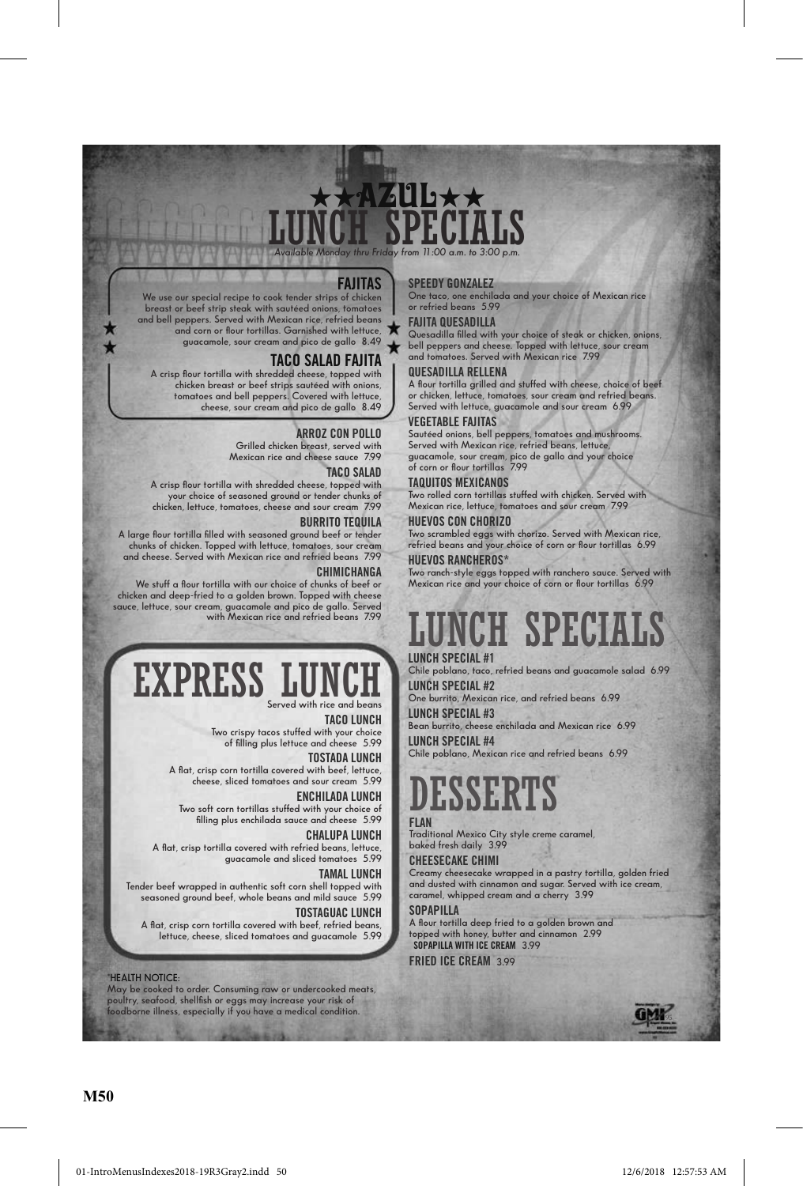# ★★AZUL★★ LUNCH SPECIALS

*Available Monday thru Friday from 11:00 a.m. to 3:00 p.m.*

### FAJITAS

We use our special recipe to cook tender strips of chicken breast or beef strip steak with sautéed onions, tomatoes and bell peppers. Served with Mexican rice, refried beans and corn or flour tortillas. Garnished with lettuce, guacamole, sour cream and pico de gallo 8.49

### TACO SALAD FAJITA

A crisp flour tortilla with shredded cheese, topped with chicken breast or beef strips sautéed with onions, tomatoes and bell peppers. Covered with lettuce, cheese, sour cream and pico de gallo 8.49

### ARROZ CON POLLO

Grilled chicken breast, served with Mexican rice and cheese sauce 7.99

### TACO SALAD

A crisp flour tortilla with shredded cheese, topped with your choice of seasoned ground or tender chunks of chicken, lettuce, tomatoes, cheese and sour cream 7.99

### BURRITO TEQUILA

A large flour tortilla filled with seasoned ground beef or tender chunks of chicken. Topped with lettuce, tomatoes, sour cream and cheese. Served with Mexican rice and refried beans 7.99

### CHIMICHANGA

We stuff a flour tortilla with our choice of chunks of beef or chicken and deep-fried to a golden brown. Topped with cheese sauce, lettuce, sour cream, guacamole and pico de gallo. Served with Mexican rice and refried beans 7.99

### SPEEDY GONZALEZ

One taco, one enchilada and your choice of Mexican rice or refried beans 5.99

### FAJITA QUESADILLA

Quesadilla filled with your choice of steak or chicken, onions, bell peppers and cheese. Topped with lettuce, sour cream and tomatoes. Served with Mexican rice 7.99

### QUESADILLA RELLENA

A flour tortilla grilled and stuffed with cheese, choice of beef or chicken, lettuce, tomatoes, sour cream and refried beans. Served with lettuce, guacamole and sour cream 6.99

### VEGETABLE FAJITAS

Sautéed onions, bell peppers, tomatoes and mushrooms. Served with Mexican rice, refried beans, lettuce, guacamole, sour cream, pico de gallo and your choice of corn or flour tortillas 7.99

### TAQUITOS MEXICANOS

Two rolled corn tortillas stuffed with chicken. Served with Mexican rice, lettuce, tomatoes and sour cream 7.99

### HUEVOS CON CHORIZO

Two scrambled eggs with chorizo. Served with Mexican rice, refried beans and your choice of corn or flour tortillas 6.99

### HUEVOS RANCHEROS*

Two ranch-style eggs topped with ranchero sauce. Served with Mexican rice and your choice of corn or flour tortillas 6.99

# EXPRESS LUNCH

Served with rice and beans

### TACO LUNCH

Two crispy tacos stuffed with your choice of filling plus lettuce and cheese 5.99

### TOSTADA LUNCH

A flat, crisp corn tortilla covered with beef, lettuce, cheese, sliced tomatoes and sour cream 5.99

### ENCHILADA LUNCH

Two soft corn tortillas stuffed with your choice of filling plus enchilada sauce and cheese 5.99

### CHALUPA LUNCH

A flat, crisp tortilla covered with refried beans, lettuce, guacamole and sliced tomatoes 5.99

### TAMAL LUNCH

Tender beef wrapped in authentic soft corn shell topped with seasoned ground beef, whole beans and mild sauce 5.99

### TOSTAGUAC LUNCH

A flat, crisp corn tortilla covered with beef, refried beans, lettuce, cheese, sliced tomatoes and guacamole 5.99

# LUNCH SPECIALS

### LUNCH SPECIAL #1

Chile poblano, taco, refried beans and guacamole salad 6.99

### LUNCH SPECIAL #2

One burrito, Mexican rice, and refried beans 6.99

### LUNCH SPECIAL #3

Bean burrito, cheese enchilada and Mexican rice 6.99

### LUNCH SPECIAL #4

Chile poblano, Mexican rice and refried beans 6.99

# DESSERTS

### FLAN

Traditional Mexico City style creme caramel, baked fresh daily 3.99

### CHEESECAKE CHIMI

Creamy cheesecake wrapped in a pastry tortilla, golden fried and dusted with cinnamon and sugar. Served with ice cream, caramel, whipped cream and a cherry 3.99

### SOPAPILLA

A flour tortilla deep fried to a golden brown and topped with honey, butter and cinnamon 2.99

**SOPAPILLA WITH ICE CREAM** 3.99

### FRIED ICE CREAM 3.99

*HEALTH NOTICE:
May be cooked to order. Consuming raw or undercooked meats, poultry, seafood, shellfish or eggs may increase your risk of foodborne illness, especially if you have a medical condition.

M50